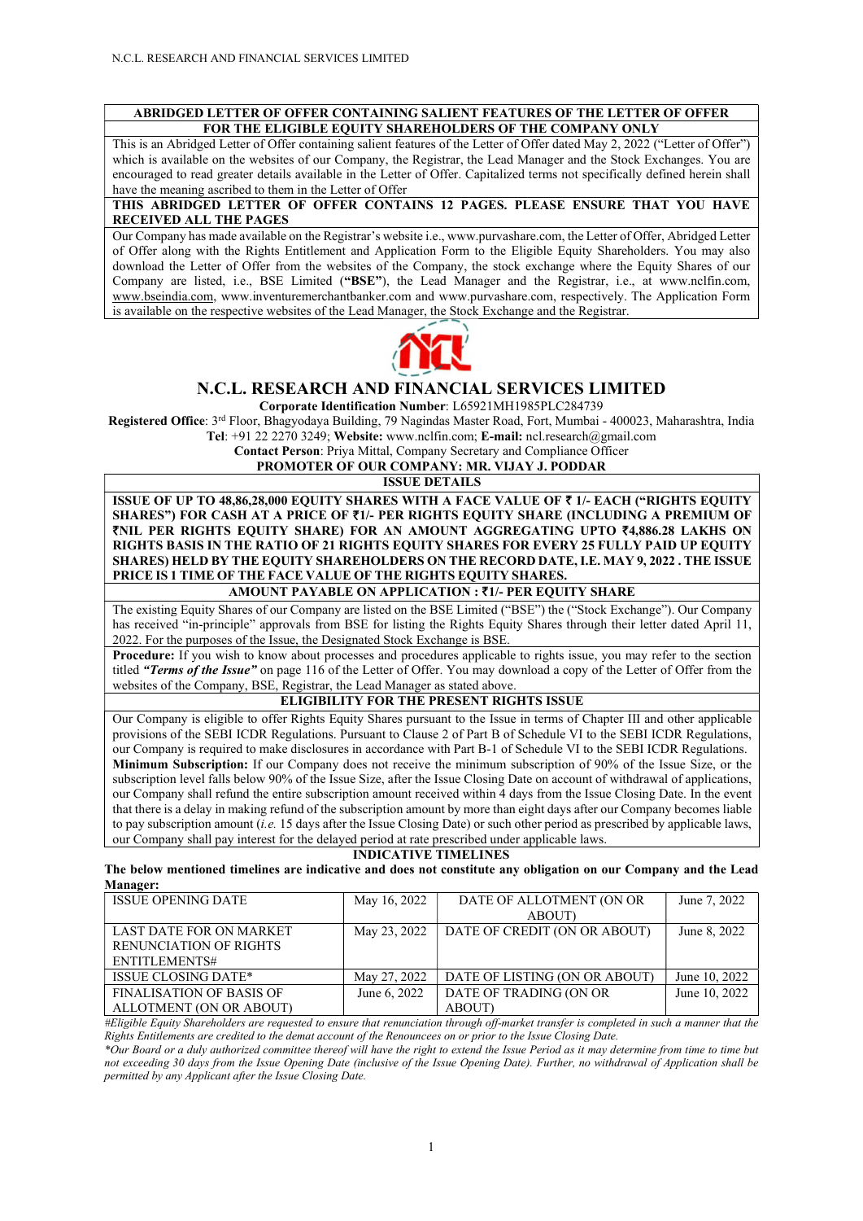**ABRIDGED LETTER OF OFFER CONTAINING SALIENT FEATURES OF THE LETTER OF OFFER FOR THE ELIGIBLE EQUITY SHAREHOLDERS OF THE COMPANY ONLY**

This is an Abridged Letter of Offer containing salient features of the Letter of Offer dated May 2, 2022 ("Letter of Offer") which is available on the websites of our Company, the Registrar, the Lead Manager and the Stock Exchanges. You are encouraged to read greater details available in the Letter of Offer. Capitalized terms not specifically defined herein shall have the meaning ascribed to them in the Letter of Offer

**THIS ABRIDGED LETTER OF OFFER CONTAINS 12 PAGES. PLEASE ENSURE THAT YOU HAVE RECEIVED ALL THE PAGES**

Our Company has made available on the Registrar's website i.e., www.purvashare.com, the Letter of Offer, Abridged Letter of Offer along with the Rights Entitlement and Application Form to the Eligible Equity Shareholders. You may also download the Letter of Offer from the websites of the Company, the stock exchange where the Equity Shares of our Company are listed, i.e., BSE Limited (**"BSE"**), the Lead Manager and the Registrar, i.e., at www.nclfin.com, www.bseindia.com, www.inventuremerchantbanker.com and www.purvashare.com, respectively. The Application Form is available on the respective websites of the Lead Manager, the Stock Exchange and the Registrar.

# N.C.L. RESEARCH AND FINANCIAL SERVICES LIMITED

**Corporate Identification Number**: L65921MH1985PLC284739

**Registered Office**: 3rd Floor, Bhagyodaya Building, 79 Nagindas Master Road, Fort, Mumbai - 400023, Maharashtra, India

**Tel**: +91 22 2270 3249; **Website:** www.nclfin.com; **E-mail:** ncl.research@gmail.com

**Contact Person**: Priya Mittal, Company Secretary and Compliance Officer

**PROMOTER OF OUR COMPANY: MR. VIJAY J. PODDAR**

## ISSUE DETAILS

**ISSUE OF UP TO 48,86,28,000 EQUITY SHARES WITH A FACE VALUE OF ₹ 1/- EACH ("RIGHTS EQUITY SHARES") FOR CASH AT A PRICE OF ₹1/- PER RIGHTS EQUITY SHARE (INCLUDING A PREMIUM OF ₹NIL PER RIGHTS EQUITY SHARE) FOR AN AMOUNT AGGREGATING UPTO ₹4,886.28 LAKHS ON RIGHTS BASIS IN THE RATIO OF 21 RIGHTS EQUITY SHARES FOR EVERY 25 FULLY PAID UP EQUITY SHARES) HELD BY THE EQUITY SHAREHOLDERS ON THE RECORD DATE, I.E. MAY 9, 2022 . THE ISSUE PRICE IS 1 TIME OF THE FACE VALUE OF THE RIGHTS EQUITY SHARES.**

**AMOUNT PAYABLE ON APPLICATION : ₹1/- PER EQUITY SHARE**

The existing Equity Shares of our Company are listed on the BSE Limited ("BSE") the ("Stock Exchange"). Our Company has received "in-principle" approvals from BSE for listing the Rights Equity Shares through their letter dated April 11, 2022. For the purposes of the Issue, the Designated Stock Exchange is BSE.

**Procedure:** If you wish to know about processes and procedures applicable to rights issue, you may refer to the section titled ***"Terms of the Issue"*** on page 116 of the Letter of Offer. You may download a copy of the Letter of Offer from the websites of the Company, BSE, Registrar, the Lead Manager as stated above.

## ELIGIBILITY FOR THE PRESENT RIGHTS ISSUE

Our Company is eligible to offer Rights Equity Shares pursuant to the Issue in terms of Chapter III and other applicable provisions of the SEBI ICDR Regulations. Pursuant to Clause 2 of Part B of Schedule VI to the SEBI ICDR Regulations, our Company is required to make disclosures in accordance with Part B-1 of Schedule VI to the SEBI ICDR Regulations.

**Minimum Subscription:** If our Company does not receive the minimum subscription of 90% of the Issue Size, or the subscription level falls below 90% of the Issue Size, after the Issue Closing Date on account of withdrawal of applications, our Company shall refund the entire subscription amount received within 4 days from the Issue Closing Date. In the event that there is a delay in making refund of the subscription amount by more than eight days after our Company becomes liable to pay subscription amount (*i.e.* 15 days after the Issue Closing Date) or such other period as prescribed by applicable laws, our Company shall pay interest for the delayed period at rate prescribed under applicable laws.

## INDICATIVE TIMELINES

**The below mentioned timelines are indicative and does not constitute any obligation on our Company and the Lead Manager:**

| ISSUE OPENING DATE | May 16, 2022 | DATE OF ALLOTMENT (ON OR ABOUT) | June 7, 2022 |
|---|---|---|---|
| LAST DATE FOR ON MARKET RENUNCIATION OF RIGHTS ENTITLEMENTS# | May 23, 2022 | DATE OF CREDIT (ON OR ABOUT) | June 8, 2022 |
| ISSUE CLOSING DATE* | May 27, 2022 | DATE OF LISTING (ON OR ABOUT) | June 10, 2022 |
| FINALISATION OF BASIS OF ALLOTMENT (ON OR ABOUT) | June 6, 2022 | DATE OF TRADING (ON OR ABOUT) | June 10, 2022 |

*#Eligible Equity Shareholders are requested to ensure that renunciation through off-market transfer is completed in such a manner that the Rights Entitlements are credited to the demat account of the Renouncees on or prior to the Issue Closing Date.*

*\*Our Board or a duly authorized committee thereof will have the right to extend the Issue Period as it may determine from time to time but not exceeding 30 days from the Issue Opening Date (inclusive of the Issue Opening Date). Further, no withdrawal of Application shall be permitted by any Applicant after the Issue Closing Date.*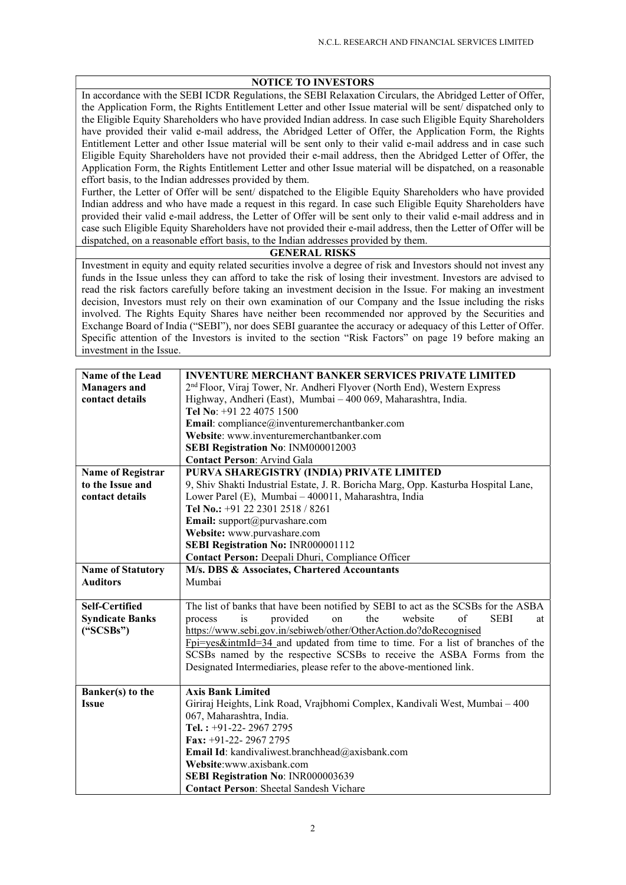## NOTICE TO INVESTORS

In accordance with the SEBI ICDR Regulations, the SEBI Relaxation Circulars, the Abridged Letter of Offer, the Application Form, the Rights Entitlement Letter and other Issue material will be sent/ dispatched only to the Eligible Equity Shareholders who have provided Indian address. In case such Eligible Equity Shareholders have provided their valid e-mail address, the Abridged Letter of Offer, the Application Form, the Rights Entitlement Letter and other Issue material will be sent only to their valid e-mail address and in case such Eligible Equity Shareholders have not provided their e-mail address, then the Abridged Letter of Offer, the Application Form, the Rights Entitlement Letter and other Issue material will be dispatched, on a reasonable effort basis, to the Indian addresses provided by them.

Further, the Letter of Offer will be sent/ dispatched to the Eligible Equity Shareholders who have provided Indian address and who have made a request in this regard. In case such Eligible Equity Shareholders have provided their valid e-mail address, the Letter of Offer will be sent only to their valid e-mail address and in case such Eligible Equity Shareholders have not provided their e-mail address, then the Letter of Offer will be dispatched, on a reasonable effort basis, to the Indian addresses provided by them.

## GENERAL RISKS

Investment in equity and equity related securities involve a degree of risk and Investors should not invest any funds in the Issue unless they can afford to take the risk of losing their investment. Investors are advised to read the risk factors carefully before taking an investment decision in the Issue. For making an investment decision, Investors must rely on their own examination of our Company and the Issue including the risks involved. The Rights Equity Shares have neither been recommended nor approved by the Securities and Exchange Board of India ("SEBI"), nor does SEBI guarantee the accuracy or adequacy of this Letter of Offer. Specific attention of the Investors is invited to the section "Risk Factors" on page 19 before making an investment in the Issue.

| | |
|---|---|
| **Name of the Lead Managers and contact details** | **INVENTURE MERCHANT BANKER SERVICES PRIVATE LIMITED**<br>2nd Floor, Viraj Tower, Nr. Andheri Flyover (North End), Western Express Highway, Andheri (East), Mumbai – 400 069, Maharashtra, India.<br>**Tel No**: +91 22 4075 1500<br>**Email**: compliance@inventuremerchantbanker.com<br>**Website**: www.inventuremerchantbanker.com<br>**SEBI Registration No**: INM000012003<br>**Contact Person**: Arvind Gala |
| **Name of Registrar to the Issue and contact details** | **PURVA SHAREGISTRY (INDIA) PRIVATE LIMITED**<br>9, Shiv Shakti Industrial Estate, J. R. Boricha Marg, Opp. Kasturba Hospital Lane, Lower Parel (E), Mumbai – 400011, Maharashtra, India<br>**Tel No.:** +91 22 2301 2518 / 8261<br>**Email:** support@purvashare.com<br>**Website:** www.purvashare.com<br>**SEBI Registration No:** INR000001112<br>**Contact Person:** Deepali Dhuri, Compliance Officer |
| **Name of Statutory Auditors** | **M/s. DBS & Associates, Chartered Accountants**<br>Mumbai |
| **Self-Certified Syndicate Banks ("SCSBs")** | The list of banks that have been notified by SEBI to act as the SCSBs for the ASBA process is provided on the website of SEBI at https://www.sebi.gov.in/sebiweb/other/OtherAction.do?doRecognisedFpi=yes&intmId=34 and updated from time to time. For a list of branches of the SCSBs named by the respective SCSBs to receive the ASBA Forms from the Designated Intermediaries, please refer to the above-mentioned link. |
| **Banker(s) to the Issue** | **Axis Bank Limited**<br>Giriraj Heights, Link Road, Vrajbhomi Complex, Kandivali West, Mumbai – 400 067, Maharashtra, India.<br>**Tel. :** +91-22- 2967 2795<br>**Fax:** +91-22- 2967 2795<br>**Email Id**: kandivaliwest.branchhead@axisbank.com<br>**Website**:www.axisbank.com<br>**SEBI Registration No**: INR000003639<br>**Contact Person**: Sheetal Sandesh Vichare |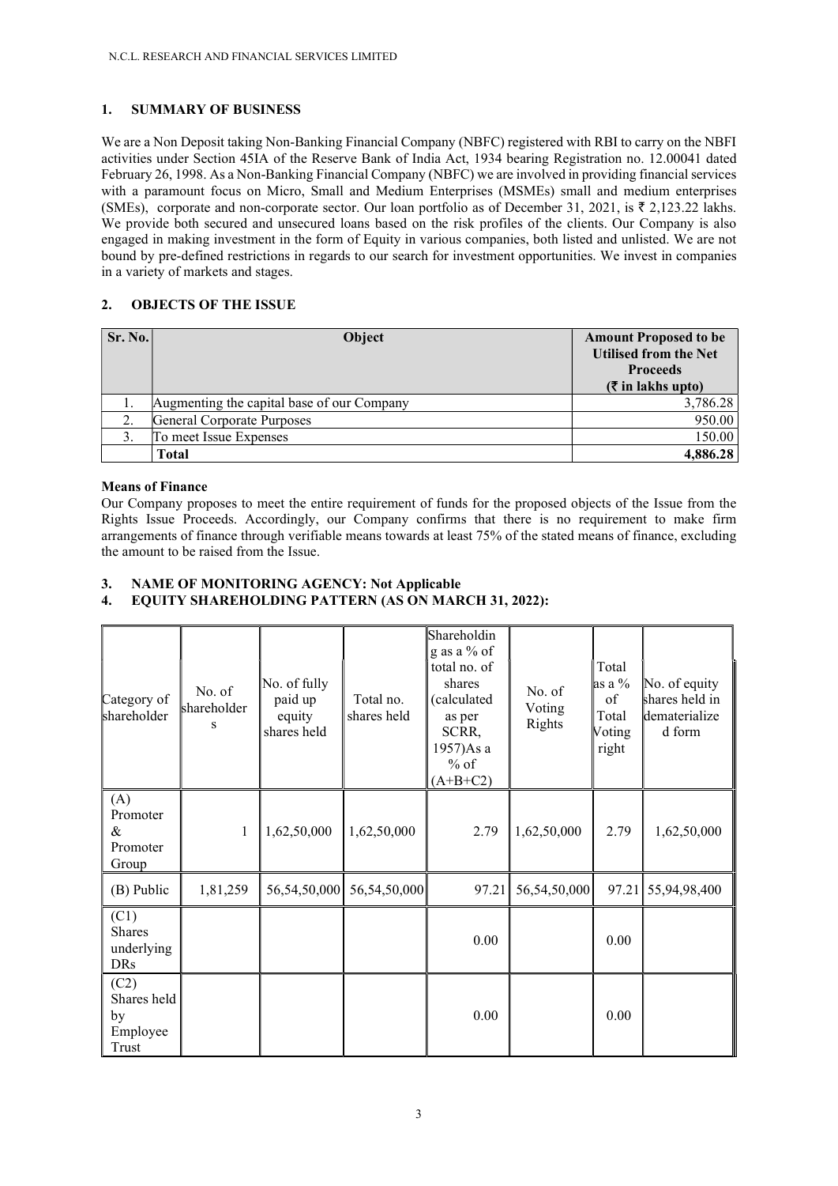## 1. SUMMARY OF BUSINESS

We are a Non Deposit taking Non-Banking Financial Company (NBFC) registered with RBI to carry on the NBFI activities under Section 45IA of the Reserve Bank of India Act, 1934 bearing Registration no. 12.00041 dated February 26, 1998. As a Non-Banking Financial Company (NBFC) we are involved in providing financial services with a paramount focus on Micro, Small and Medium Enterprises (MSMEs) small and medium enterprises (SMEs), corporate and non-corporate sector. Our loan portfolio as of December 31, 2021, is ₹ 2,123.22 lakhs. We provide both secured and unsecured loans based on the risk profiles of the clients. Our Company is also engaged in making investment in the form of Equity in various companies, both listed and unlisted. We are not bound by pre-defined restrictions in regards to our search for investment opportunities. We invest in companies in a variety of markets and stages.

## 2. OBJECTS OF THE ISSUE

| Sr. No. | Object | Amount Proposed to be Utilised from the Net Proceeds (₹ in lakhs upto) |
|---|---|---|
| 1. | Augmenting the capital base of our Company | 3,786.28 |
| 2. | General Corporate Purposes | 950.00 |
| 3. | To meet Issue Expenses | 150.00 |
| | **Total** | **4,886.28** |

**Means of Finance**

Our Company proposes to meet the entire requirement of funds for the proposed objects of the Issue from the Rights Issue Proceeds. Accordingly, our Company confirms that there is no requirement to make firm arrangements of finance through verifiable means towards at least 75% of the stated means of finance, excluding the amount to be raised from the Issue.

## 3. NAME OF MONITORING AGENCY: Not Applicable

## 4. EQUITY SHAREHOLDING PATTERN (AS ON MARCH 31, 2022):

| Category of shareholder | No. of shareholders | No. of fully paid up equity shares held | Total no. shares held | Shareholding as a % of total no. of shares (calculated as per SCRR, 1957)As a % of (A+B+C2) | No. of Voting Rights | Total as a % of Total Voting right | No. of equity shares held in dematerialized form |
|---|---|---|---|---|---|---|---|
| (A) Promoter & Promoter Group | 1 | 1,62,50,000 | 1,62,50,000 | 2.79 | 1,62,50,000 | 2.79 | 1,62,50,000 |
| (B) Public | 1,81,259 | 56,54,50,000 | 56,54,50,000 | 97.21 | 56,54,50,000 | 97.21 | 55,94,98,400 |
| (C1) Shares underlying DRs | | | | 0.00 | | 0.00 | |
| (C2) Shares held by Employee Trust | | | | 0.00 | | 0.00 | |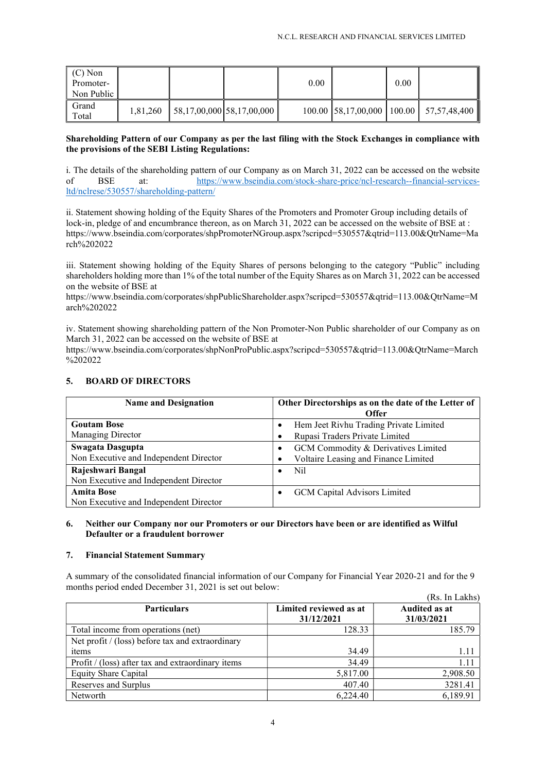| (C) Non Promoter-Non Public | | | | 0.00 | | 0.00 | |
|---|---|---|---|---|---|---|---|
| Grand Total | 1,81,260 | 58,17,00,000 | 58,17,00,000 | 100.00 | 58,17,00,000 | 100.00 | 57,57,48,400 |

**Shareholding Pattern of our Company as per the last filing with the Stock Exchanges in compliance with the provisions of the SEBI Listing Regulations:**

i. The details of the shareholding pattern of our Company as on March 31, 2022 can be accessed on the website of BSE at: https://www.bseindia.com/stock-share-price/ncl-research--financial-services-ltd/nclrese/530557/shareholding-pattern/

ii. Statement showing holding of the Equity Shares of the Promoters and Promoter Group including details of lock-in, pledge of and encumbrance thereon, as on March 31, 2022 can be accessed on the website of BSE at : https://www.bseindia.com/corporates/shpPromoterNGroup.aspx?scripcd=530557&qtrid=113.00&QtrName=March%202022

iii. Statement showing holding of the Equity Shares of persons belonging to the category "Public" including shareholders holding more than 1% of the total number of the Equity Shares as on March 31, 2022 can be accessed on the website of BSE at https://www.bseindia.com/corporates/shpPublicShareholder.aspx?scripcd=530557&qtrid=113.00&QtrName=March%202022

iv. Statement showing shareholding pattern of the Non Promoter-Non Public shareholder of our Company as on March 31, 2022 can be accessed on the website of BSE at https://www.bseindia.com/corporates/shpNonProPublic.aspx?scripcd=530557&qtrid=113.00&QtrName=March%202022

## 5. BOARD OF DIRECTORS

| Name and Designation | Other Directorships as on the date of the Letter of Offer |
|---|---|
| **Goutam Bose**<br>Managing Director | • Hem Jeet Rivhu Trading Private Limited<br>• Rupasi Traders Private Limited |
| **Swagata Dasgupta**<br>Non Executive and Independent Director | • GCM Commodity & Derivatives Limited<br>• Voltaire Leasing and Finance Limited |
| **Rajeshwari Bangal**<br>Non Executive and Independent Director | • Nil |
| **Amita Bose**<br>Non Executive and Independent Director | • GCM Capital Advisors Limited |

## 6. Neither our Company nor our Promoters or our Directors have been or are identified as Wilful Defaulter or a fraudulent borrower

## 7. Financial Statement Summary

A summary of the consolidated financial information of our Company for Financial Year 2020-21 and for the 9 months period ended December 31, 2021 is set out below:

(Rs. In Lakhs)

| Particulars | Limited reviewed as at 31/12/2021 | Audited as at 31/03/2021 |
|---|---|---|
| Total income from operations (net) | 128.33 | 185.79 |
| Net profit / (loss) before tax and extraordinary items | 34.49 | 1.11 |
| Profit / (loss) after tax and extraordinary items | 34.49 | 1.11 |
| Equity Share Capital | 5,817.00 | 2,908.50 |
| Reserves and Surplus | 407.40 | 3281.41 |
| Networth | 6,224.40 | 6,189.91 |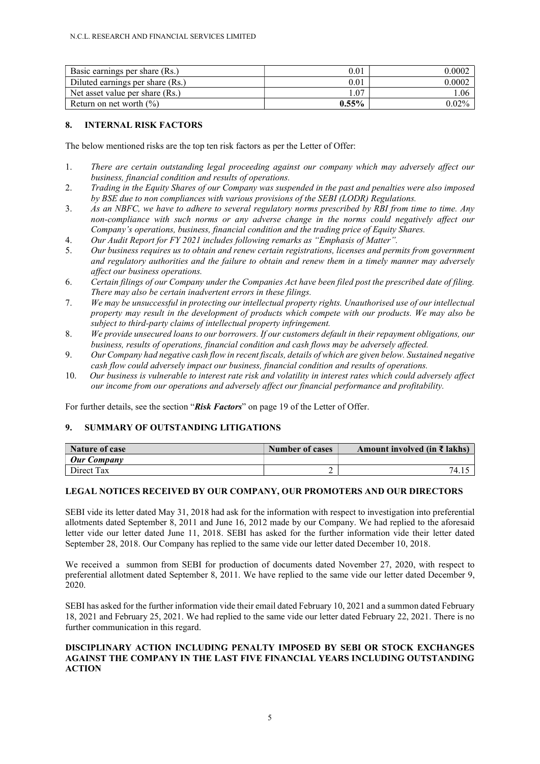| Basic earnings per share (Rs.) | 0.01 | 0.0002 |
|---|---|---|
| Diluted earnings per share (Rs.) | 0.01 | 0.0002 |
| Net asset value per share (Rs.) | 1.07 | 1.06 |
| Return on net worth (%) | **0.55%** | 0.02% |

## 8. INTERNAL RISK FACTORS

The below mentioned risks are the top ten risk factors as per the Letter of Offer:

1. *There are certain outstanding legal proceeding against our company which may adversely affect our business, financial condition and results of operations.*
2. *Trading in the Equity Shares of our Company was suspended in the past and penalties were also imposed by BSE due to non compliances with various provisions of the SEBI (LODR) Regulations.*
3. *As an NBFC, we have to adhere to several regulatory norms prescribed by RBI from time to time. Any non-compliance with such norms or any adverse change in the norms could negatively affect our Company's operations, business, financial condition and the trading price of Equity Shares.*
4. *Our Audit Report for FY 2021 includes following remarks as "Emphasis of Matter".*
5. *Our business requires us to obtain and renew certain registrations, licenses and permits from government and regulatory authorities and the failure to obtain and renew them in a timely manner may adversely affect our business operations.*
6. *Certain filings of our Company under the Companies Act have been filed post the prescribed date of filing. There may also be certain inadvertent errors in these filings.*
7. *We may be unsuccessful in protecting our intellectual property rights. Unauthorised use of our intellectual property may result in the development of products which compete with our products. We may also be subject to third-party claims of intellectual property infringement.*
8. *We provide unsecured loans to our borrowers. If our customers default in their repayment obligations, our business, results of operations, financial condition and cash flows may be adversely affected.*
9. *Our Company had negative cash flow in recent fiscals, details of which are given below. Sustained negative cash flow could adversely impact our business, financial condition and results of operations.*
10. *Our business is vulnerable to interest rate risk and volatility in interest rates which could adversely affect our income from our operations and adversely affect our financial performance and profitability.*

For further details, see the section "***Risk Factors***" on page 19 of the Letter of Offer.

## 9. SUMMARY OF OUTSTANDING LITIGATIONS

| Nature of case | Number of cases | Amount involved (in ₹ lakhs) |
|---|---|---|
| ***Our Company*** | | |
| Direct Tax | 2 | 74.15 |

### LEGAL NOTICES RECEIVED BY OUR COMPANY, OUR PROMOTERS AND OUR DIRECTORS

SEBI vide its letter dated May 31, 2018 had ask for the information with respect to investigation into preferential allotments dated September 8, 2011 and June 16, 2012 made by our Company. We had replied to the aforesaid letter vide our letter dated June 11, 2018. SEBI has asked for the further information vide their letter dated September 28, 2018. Our Company has replied to the same vide our letter dated December 10, 2018.

We received a summon from SEBI for production of documents dated November 27, 2020, with respect to preferential allotment dated September 8, 2011. We have replied to the same vide our letter dated December 9, 2020.

SEBI has asked for the further information vide their email dated February 10, 2021 and a summon dated February 18, 2021 and February 25, 2021. We had replied to the same vide our letter dated February 22, 2021. There is no further communication in this regard.

### DISCIPLINARY ACTION INCLUDING PENALTY IMPOSED BY SEBI OR STOCK EXCHANGES AGAINST THE COMPANY IN THE LAST FIVE FINANCIAL YEARS INCLUDING OUTSTANDING ACTION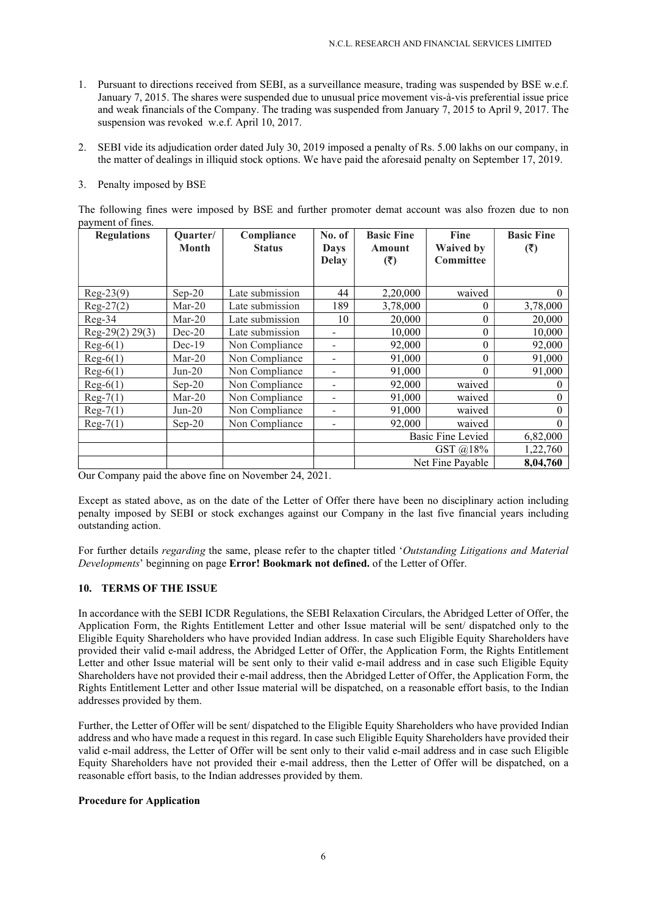1. Pursuant to directions received from SEBI, as a surveillance measure, trading was suspended by BSE w.e.f. January 7, 2015. The shares were suspended due to unusual price movement vis-à-vis preferential issue price and weak financials of the Company. The trading was suspended from January 7, 2015 to April 9, 2017. The suspension was revoked w.e.f. April 10, 2017.

2. SEBI vide its adjudication order dated July 30, 2019 imposed a penalty of Rs. 5.00 lakhs on our company, in the matter of dealings in illiquid stock options. We have paid the aforesaid penalty on September 17, 2019.

3. Penalty imposed by BSE

The following fines were imposed by BSE and further promoter demat account was also frozen due to non payment of fines.

| Regulations | Quarter/ Month | Compliance Status | No. of Days Delay | Basic Fine Amount (₹) | Fine Waived by Committee | Basic Fine (₹) |
|---|---|---|---|---|---|---|
| Reg-23(9) | Sep-20 | Late submission | 44 | 2,20,000 | waived | 0 |
| Reg-27(2) | Mar-20 | Late submission | 189 | 3,78,000 | 0 | 3,78,000 |
| Reg-34 | Mar-20 | Late submission | 10 | 20,000 | 0 | 20,000 |
| Reg-29(2) 29(3) | Dec-20 | Late submission | - | 10,000 | 0 | 10,000 |
| Reg-6(1) | Dec-19 | Non Compliance | - | 92,000 | 0 | 92,000 |
| Reg-6(1) | Mar-20 | Non Compliance | - | 91,000 | 0 | 91,000 |
| Reg-6(1) | Jun-20 | Non Compliance | - | 91,000 | 0 | 91,000 |
| Reg-6(1) | Sep-20 | Non Compliance | - | 92,000 | waived | 0 |
| Reg-7(1) | Mar-20 | Non Compliance | - | 91,000 | waived | 0 |
| Reg-7(1) | Jun-20 | Non Compliance | - | 91,000 | waived | 0 |
| Reg-7(1) | Sep-20 | Non Compliance | - | 92,000 | waived | 0 |
| | | | | Basic Fine Levied | | 6,82,000 |
| | | | | GST @18% | | 1,22,760 |
| | | | | Net Fine Payable | | **8,04,760** |

Our Company paid the above fine on November 24, 2021.

Except as stated above, as on the date of the Letter of Offer there have been no disciplinary action including penalty imposed by SEBI or stock exchanges against our Company in the last five financial years including outstanding action.

For further details *regarding* the same, please refer to the chapter titled '*Outstanding Litigations and Material Developments*' beginning on page **Error! Bookmark not defined.** of the Letter of Offer.

## 10. TERMS OF THE ISSUE

In accordance with the SEBI ICDR Regulations, the SEBI Relaxation Circulars, the Abridged Letter of Offer, the Application Form, the Rights Entitlement Letter and other Issue material will be sent/ dispatched only to the Eligible Equity Shareholders who have provided Indian address. In case such Eligible Equity Shareholders have provided their valid e-mail address, the Abridged Letter of Offer, the Application Form, the Rights Entitlement Letter and other Issue material will be sent only to their valid e-mail address and in case such Eligible Equity Shareholders have not provided their e-mail address, then the Abridged Letter of Offer, the Application Form, the Rights Entitlement Letter and other Issue material will be dispatched, on a reasonable effort basis, to the Indian addresses provided by them.

Further, the Letter of Offer will be sent/ dispatched to the Eligible Equity Shareholders who have provided Indian address and who have made a request in this regard. In case such Eligible Equity Shareholders have provided their valid e-mail address, the Letter of Offer will be sent only to their valid e-mail address and in case such Eligible Equity Shareholders have not provided their e-mail address, then the Letter of Offer will be dispatched, on a reasonable effort basis, to the Indian addresses provided by them.

**Procedure for Application**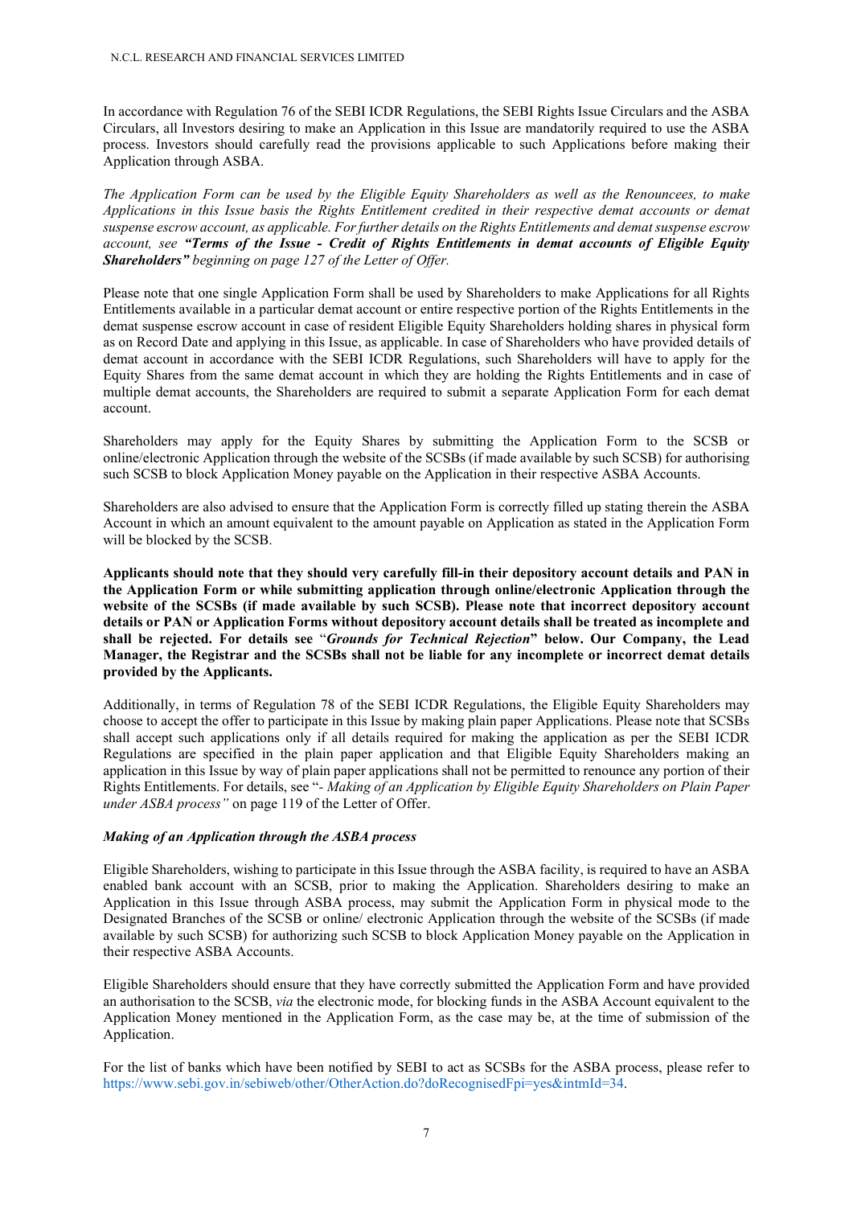In accordance with Regulation 76 of the SEBI ICDR Regulations, the SEBI Rights Issue Circulars and the ASBA Circulars, all Investors desiring to make an Application in this Issue are mandatorily required to use the ASBA process. Investors should carefully read the provisions applicable to such Applications before making their Application through ASBA.

*The Application Form can be used by the Eligible Equity Shareholders as well as the Renouncees, to make Applications in this Issue basis the Rights Entitlement credited in their respective demat accounts or demat suspense escrow account, as applicable. For further details on the Rights Entitlements and demat suspense escrow account, see* ***"Terms of the Issue - Credit of Rights Entitlements in demat accounts of Eligible Equity Shareholders"*** *beginning on page 127 of the Letter of Offer.*

Please note that one single Application Form shall be used by Shareholders to make Applications for all Rights Entitlements available in a particular demat account or entire respective portion of the Rights Entitlements in the demat suspense escrow account in case of resident Eligible Equity Shareholders holding shares in physical form as on Record Date and applying in this Issue, as applicable. In case of Shareholders who have provided details of demat account in accordance with the SEBI ICDR Regulations, such Shareholders will have to apply for the Equity Shares from the same demat account in which they are holding the Rights Entitlements and in case of multiple demat accounts, the Shareholders are required to submit a separate Application Form for each demat account.

Shareholders may apply for the Equity Shares by submitting the Application Form to the SCSB or online/electronic Application through the website of the SCSBs (if made available by such SCSB) for authorising such SCSB to block Application Money payable on the Application in their respective ASBA Accounts.

Shareholders are also advised to ensure that the Application Form is correctly filled up stating therein the ASBA Account in which an amount equivalent to the amount payable on Application as stated in the Application Form will be blocked by the SCSB.

**Applicants should note that they should very carefully fill-in their depository account details and PAN in the Application Form or while submitting application through online/electronic Application through the website of the SCSBs (if made available by such SCSB). Please note that incorrect depository account details or PAN or Application Forms without depository account details shall be treated as incomplete and shall be rejected. For details see "*Grounds for Technical Rejection*" below. Our Company, the Lead Manager, the Registrar and the SCSBs shall not be liable for any incomplete or incorrect demat details provided by the Applicants.**

Additionally, in terms of Regulation 78 of the SEBI ICDR Regulations, the Eligible Equity Shareholders may choose to accept the offer to participate in this Issue by making plain paper Applications. Please note that SCSBs shall accept such applications only if all details required for making the application as per the SEBI ICDR Regulations are specified in the plain paper application and that Eligible Equity Shareholders making an application in this Issue by way of plain paper applications shall not be permitted to renounce any portion of their Rights Entitlements. For details, see "*- Making of an Application by Eligible Equity Shareholders on Plain Paper under ASBA process"* on page 119 of the Letter of Offer.

***Making of an Application through the ASBA process***

Eligible Shareholders, wishing to participate in this Issue through the ASBA facility, is required to have an ASBA enabled bank account with an SCSB, prior to making the Application. Shareholders desiring to make an Application in this Issue through ASBA process, may submit the Application Form in physical mode to the Designated Branches of the SCSB or online/ electronic Application through the website of the SCSBs (if made available by such SCSB) for authorizing such SCSB to block Application Money payable on the Application in their respective ASBA Accounts.

Eligible Shareholders should ensure that they have correctly submitted the Application Form and have provided an authorisation to the SCSB, *via* the electronic mode, for blocking funds in the ASBA Account equivalent to the Application Money mentioned in the Application Form, as the case may be, at the time of submission of the Application.

For the list of banks which have been notified by SEBI to act as SCSBs for the ASBA process, please refer to https://www.sebi.gov.in/sebiweb/other/OtherAction.do?doRecognisedFpi=yes&intmId=34.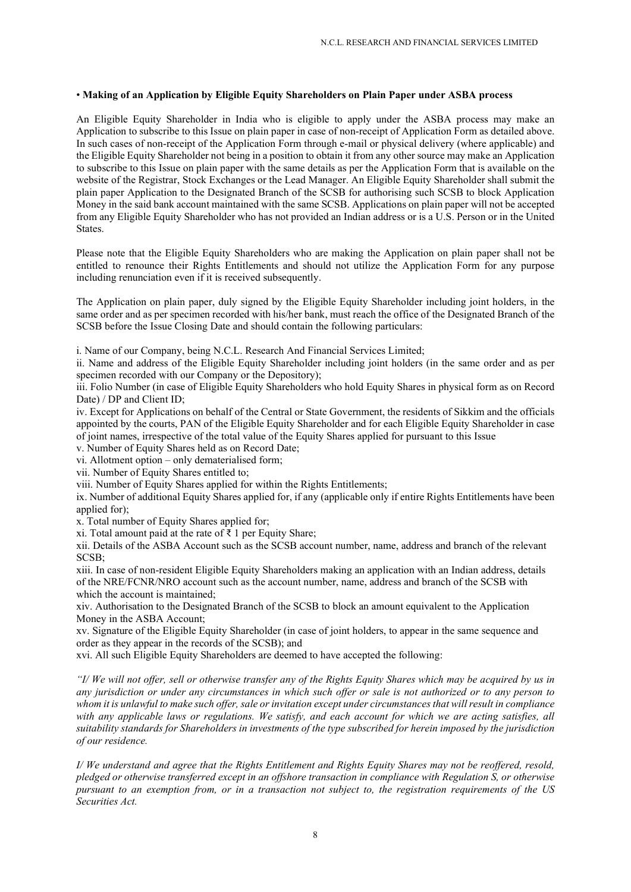• **Making of an Application by Eligible Equity Shareholders on Plain Paper under ASBA process**

An Eligible Equity Shareholder in India who is eligible to apply under the ASBA process may make an Application to subscribe to this Issue on plain paper in case of non-receipt of Application Form as detailed above. In such cases of non-receipt of the Application Form through e-mail or physical delivery (where applicable) and the Eligible Equity Shareholder not being in a position to obtain it from any other source may make an Application to subscribe to this Issue on plain paper with the same details as per the Application Form that is available on the website of the Registrar, Stock Exchanges or the Lead Manager. An Eligible Equity Shareholder shall submit the plain paper Application to the Designated Branch of the SCSB for authorising such SCSB to block Application Money in the said bank account maintained with the same SCSB. Applications on plain paper will not be accepted from any Eligible Equity Shareholder who has not provided an Indian address or is a U.S. Person or in the United States.

Please note that the Eligible Equity Shareholders who are making the Application on plain paper shall not be entitled to renounce their Rights Entitlements and should not utilize the Application Form for any purpose including renunciation even if it is received subsequently.

The Application on plain paper, duly signed by the Eligible Equity Shareholder including joint holders, in the same order and as per specimen recorded with his/her bank, must reach the office of the Designated Branch of the SCSB before the Issue Closing Date and should contain the following particulars:

i. Name of our Company, being N.C.L. Research And Financial Services Limited;
ii. Name and address of the Eligible Equity Shareholder including joint holders (in the same order and as per specimen recorded with our Company or the Depository);
iii. Folio Number (in case of Eligible Equity Shareholders who hold Equity Shares in physical form as on Record Date) / DP and Client ID;
iv. Except for Applications on behalf of the Central or State Government, the residents of Sikkim and the officials appointed by the courts, PAN of the Eligible Equity Shareholder and for each Eligible Equity Shareholder in case of joint names, irrespective of the total value of the Equity Shares applied for pursuant to this Issue
v. Number of Equity Shares held as on Record Date;
vi. Allotment option – only dematerialised form;
vii. Number of Equity Shares entitled to;
viii. Number of Equity Shares applied for within the Rights Entitlements;
ix. Number of additional Equity Shares applied for, if any (applicable only if entire Rights Entitlements have been applied for);
x. Total number of Equity Shares applied for;
xi. Total amount paid at the rate of ₹ 1 per Equity Share;
xii. Details of the ASBA Account such as the SCSB account number, name, address and branch of the relevant SCSB;
xiii. In case of non-resident Eligible Equity Shareholders making an application with an Indian address, details of the NRE/FCNR/NRO account such as the account number, name, address and branch of the SCSB with which the account is maintained;
xiv. Authorisation to the Designated Branch of the SCSB to block an amount equivalent to the Application Money in the ASBA Account;
xv. Signature of the Eligible Equity Shareholder (in case of joint holders, to appear in the same sequence and order as they appear in the records of the SCSB); and
xvi. All such Eligible Equity Shareholders are deemed to have accepted the following:

*"I/ We will not offer, sell or otherwise transfer any of the Rights Equity Shares which may be acquired by us in any jurisdiction or under any circumstances in which such offer or sale is not authorized or to any person to whom it is unlawful to make such offer, sale or invitation except under circumstances that will result in compliance with any applicable laws or regulations. We satisfy, and each account for which we are acting satisfies, all suitability standards for Shareholders in investments of the type subscribed for herein imposed by the jurisdiction of our residence.*

*I/ We understand and agree that the Rights Entitlement and Rights Equity Shares may not be reoffered, resold, pledged or otherwise transferred except in an offshore transaction in compliance with Regulation S, or otherwise pursuant to an exemption from, or in a transaction not subject to, the registration requirements of the US Securities Act.*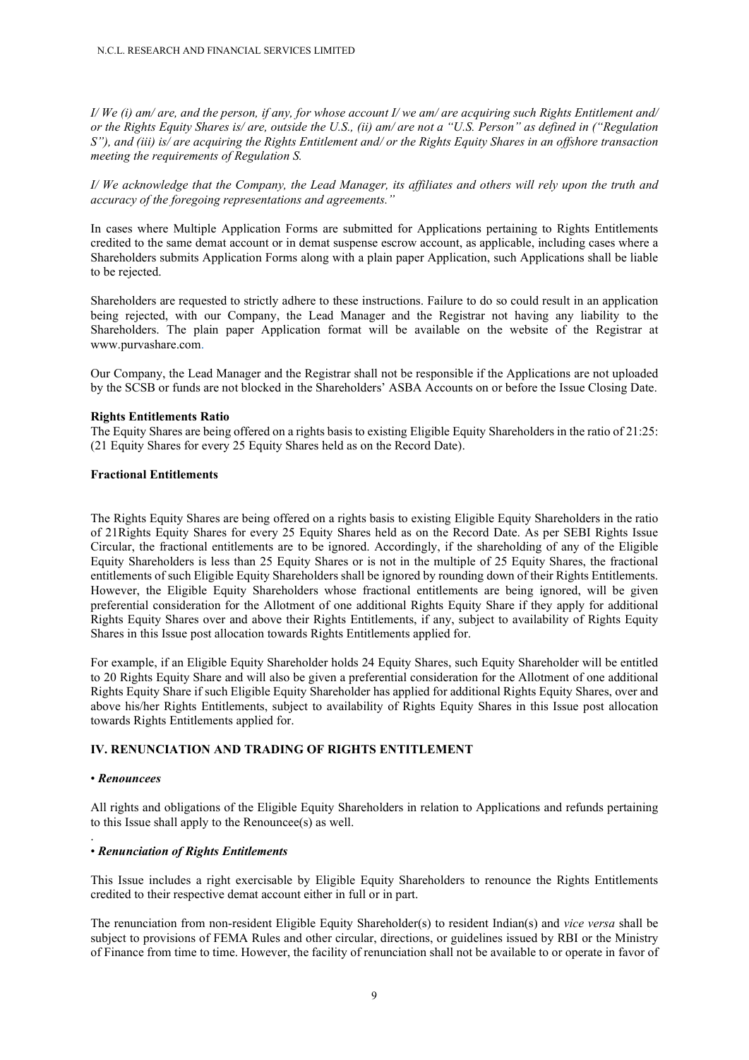*I/ We (i) am/ are, and the person, if any, for whose account I/ we am/ are acquiring such Rights Entitlement and/ or the Rights Equity Shares is/ are, outside the U.S., (ii) am/ are not a "U.S. Person" as defined in ("Regulation S"), and (iii) is/ are acquiring the Rights Entitlement and/ or the Rights Equity Shares in an offshore transaction meeting the requirements of Regulation S.*

*I/ We acknowledge that the Company, the Lead Manager, its affiliates and others will rely upon the truth and accuracy of the foregoing representations and agreements."*

In cases where Multiple Application Forms are submitted for Applications pertaining to Rights Entitlements credited to the same demat account or in demat suspense escrow account, as applicable, including cases where a Shareholders submits Application Forms along with a plain paper Application, such Applications shall be liable to be rejected.

Shareholders are requested to strictly adhere to these instructions. Failure to do so could result in an application being rejected, with our Company, the Lead Manager and the Registrar not having any liability to the Shareholders. The plain paper Application format will be available on the website of the Registrar at www.purvashare.com.

Our Company, the Lead Manager and the Registrar shall not be responsible if the Applications are not uploaded by the SCSB or funds are not blocked in the Shareholders' ASBA Accounts on or before the Issue Closing Date.

**Rights Entitlements Ratio**

The Equity Shares are being offered on a rights basis to existing Eligible Equity Shareholders in the ratio of 21:25: (21 Equity Shares for every 25 Equity Shares held as on the Record Date).

**Fractional Entitlements**

The Rights Equity Shares are being offered on a rights basis to existing Eligible Equity Shareholders in the ratio of 21Rights Equity Shares for every 25 Equity Shares held as on the Record Date. As per SEBI Rights Issue Circular, the fractional entitlements are to be ignored. Accordingly, if the shareholding of any of the Eligible Equity Shareholders is less than 25 Equity Shares or is not in the multiple of 25 Equity Shares, the fractional entitlements of such Eligible Equity Shareholders shall be ignored by rounding down of their Rights Entitlements. However, the Eligible Equity Shareholders whose fractional entitlements are being ignored, will be given preferential consideration for the Allotment of one additional Rights Equity Share if they apply for additional Rights Equity Shares over and above their Rights Entitlements, if any, subject to availability of Rights Equity Shares in this Issue post allocation towards Rights Entitlements applied for.

For example, if an Eligible Equity Shareholder holds 24 Equity Shares, such Equity Shareholder will be entitled to 20 Rights Equity Share and will also be given a preferential consideration for the Allotment of one additional Rights Equity Share if such Eligible Equity Shareholder has applied for additional Rights Equity Shares, over and above his/her Rights Entitlements, subject to availability of Rights Equity Shares in this Issue post allocation towards Rights Entitlements applied for.

## IV. RENUNCIATION AND TRADING OF RIGHTS ENTITLEMENT

• ***Renouncees***

All rights and obligations of the Eligible Equity Shareholders in relation to Applications and refunds pertaining to this Issue shall apply to the Renouncee(s) as well.

• ***Renunciation of Rights Entitlements***

This Issue includes a right exercisable by Eligible Equity Shareholders to renounce the Rights Entitlements credited to their respective demat account either in full or in part.

The renunciation from non-resident Eligible Equity Shareholder(s) to resident Indian(s) and *vice versa* shall be subject to provisions of FEMA Rules and other circular, directions, or guidelines issued by RBI or the Ministry of Finance from time to time. However, the facility of renunciation shall not be available to or operate in favor of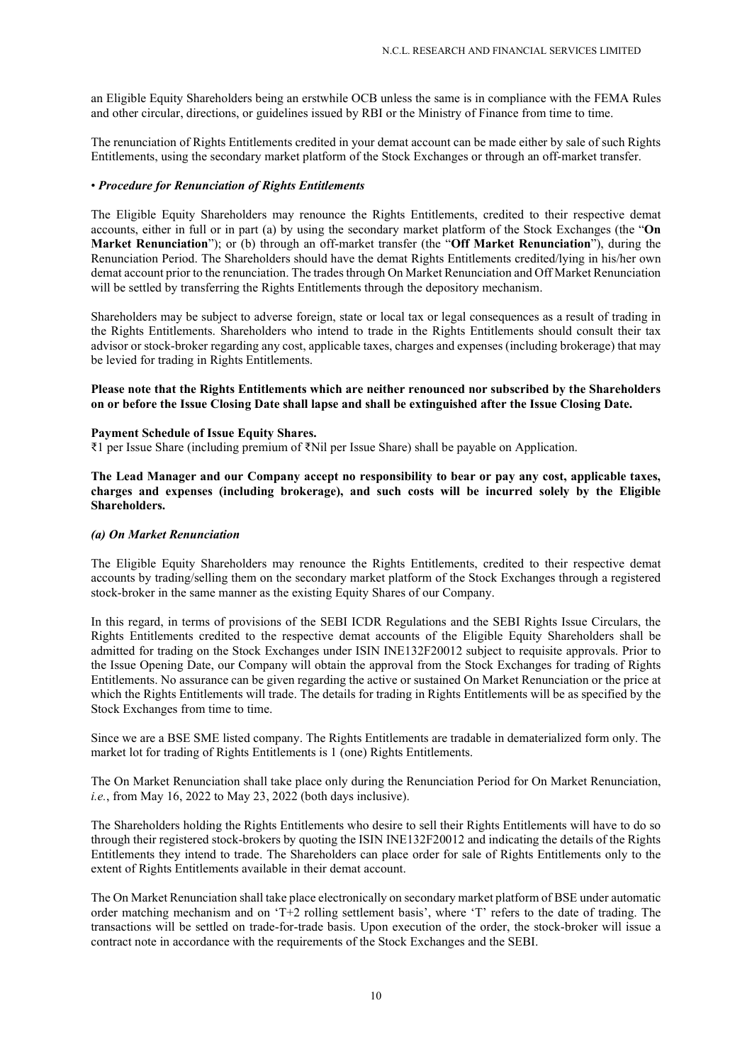an Eligible Equity Shareholders being an erstwhile OCB unless the same is in compliance with the FEMA Rules and other circular, directions, or guidelines issued by RBI or the Ministry of Finance from time to time.

The renunciation of Rights Entitlements credited in your demat account can be made either by sale of such Rights Entitlements, using the secondary market platform of the Stock Exchanges or through an off-market transfer.

• ***Procedure for Renunciation of Rights Entitlements***

The Eligible Equity Shareholders may renounce the Rights Entitlements, credited to their respective demat accounts, either in full or in part (a) by using the secondary market platform of the Stock Exchanges (the "**On Market Renunciation**"); or (b) through an off-market transfer (the "**Off Market Renunciation**"), during the Renunciation Period. The Shareholders should have the demat Rights Entitlements credited/lying in his/her own demat account prior to the renunciation. The trades through On Market Renunciation and Off Market Renunciation will be settled by transferring the Rights Entitlements through the depository mechanism.

Shareholders may be subject to adverse foreign, state or local tax or legal consequences as a result of trading in the Rights Entitlements. Shareholders who intend to trade in the Rights Entitlements should consult their tax advisor or stock-broker regarding any cost, applicable taxes, charges and expenses (including brokerage) that may be levied for trading in Rights Entitlements.

**Please note that the Rights Entitlements which are neither renounced nor subscribed by the Shareholders on or before the Issue Closing Date shall lapse and shall be extinguished after the Issue Closing Date.**

**Payment Schedule of Issue Equity Shares.**
₹1 per Issue Share (including premium of ₹Nil per Issue Share) shall be payable on Application.

**The Lead Manager and our Company accept no responsibility to bear or pay any cost, applicable taxes, charges and expenses (including brokerage), and such costs will be incurred solely by the Eligible Shareholders.**

***(a) On Market Renunciation***

The Eligible Equity Shareholders may renounce the Rights Entitlements, credited to their respective demat accounts by trading/selling them on the secondary market platform of the Stock Exchanges through a registered stock-broker in the same manner as the existing Equity Shares of our Company.

In this regard, in terms of provisions of the SEBI ICDR Regulations and the SEBI Rights Issue Circulars, the Rights Entitlements credited to the respective demat accounts of the Eligible Equity Shareholders shall be admitted for trading on the Stock Exchanges under ISIN INE132F20012 subject to requisite approvals. Prior to the Issue Opening Date, our Company will obtain the approval from the Stock Exchanges for trading of Rights Entitlements. No assurance can be given regarding the active or sustained On Market Renunciation or the price at which the Rights Entitlements will trade. The details for trading in Rights Entitlements will be as specified by the Stock Exchanges from time to time.

Since we are a BSE SME listed company. The Rights Entitlements are tradable in dematerialized form only. The market lot for trading of Rights Entitlements is 1 (one) Rights Entitlements.

The On Market Renunciation shall take place only during the Renunciation Period for On Market Renunciation, *i.e.*, from May 16, 2022 to May 23, 2022 (both days inclusive).

The Shareholders holding the Rights Entitlements who desire to sell their Rights Entitlements will have to do so through their registered stock-brokers by quoting the ISIN INE132F20012 and indicating the details of the Rights Entitlements they intend to trade. The Shareholders can place order for sale of Rights Entitlements only to the extent of Rights Entitlements available in their demat account.

The On Market Renunciation shall take place electronically on secondary market platform of BSE under automatic order matching mechanism and on 'T+2 rolling settlement basis', where 'T' refers to the date of trading. The transactions will be settled on trade-for-trade basis. Upon execution of the order, the stock-broker will issue a contract note in accordance with the requirements of the Stock Exchanges and the SEBI.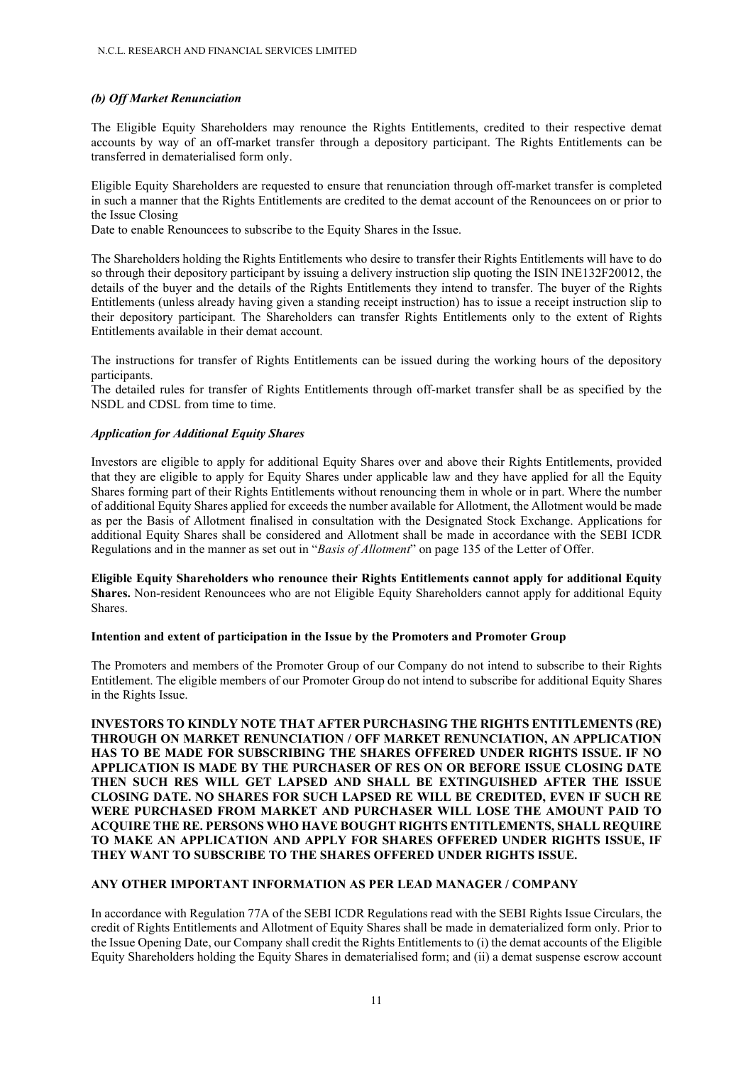### *(b) Off Market Renunciation*

The Eligible Equity Shareholders may renounce the Rights Entitlements, credited to their respective demat accounts by way of an off-market transfer through a depository participant. The Rights Entitlements can be transferred in dematerialised form only.

Eligible Equity Shareholders are requested to ensure that renunciation through off-market transfer is completed in such a manner that the Rights Entitlements are credited to the demat account of the Renouncees on or prior to the Issue Closing
Date to enable Renouncees to subscribe to the Equity Shares in the Issue.

The Shareholders holding the Rights Entitlements who desire to transfer their Rights Entitlements will have to do so through their depository participant by issuing a delivery instruction slip quoting the ISIN INE132F20012, the details of the buyer and the details of the Rights Entitlements they intend to transfer. The buyer of the Rights Entitlements (unless already having given a standing receipt instruction) has to issue a receipt instruction slip to their depository participant. The Shareholders can transfer Rights Entitlements only to the extent of Rights Entitlements available in their demat account.

The instructions for transfer of Rights Entitlements can be issued during the working hours of the depository participants.
The detailed rules for transfer of Rights Entitlements through off-market transfer shall be as specified by the NSDL and CDSL from time to time.

### *Application for Additional Equity Shares*

Investors are eligible to apply for additional Equity Shares over and above their Rights Entitlements, provided that they are eligible to apply for Equity Shares under applicable law and they have applied for all the Equity Shares forming part of their Rights Entitlements without renouncing them in whole or in part. Where the number of additional Equity Shares applied for exceeds the number available for Allotment, the Allotment would be made as per the Basis of Allotment finalised in consultation with the Designated Stock Exchange. Applications for additional Equity Shares shall be considered and Allotment shall be made in accordance with the SEBI ICDR Regulations and in the manner as set out in "*Basis of Allotment*" on page 135 of the Letter of Offer.

**Eligible Equity Shareholders who renounce their Rights Entitlements cannot apply for additional Equity Shares.** Non-resident Renouncees who are not Eligible Equity Shareholders cannot apply for additional Equity Shares.

### Intention and extent of participation in the Issue by the Promoters and Promoter Group

The Promoters and members of the Promoter Group of our Company do not intend to subscribe to their Rights Entitlement. The eligible members of our Promoter Group do not intend to subscribe for additional Equity Shares in the Rights Issue.

**INVESTORS TO KINDLY NOTE THAT AFTER PURCHASING THE RIGHTS ENTITLEMENTS (RE) THROUGH ON MARKET RENUNCIATION / OFF MARKET RENUNCIATION, AN APPLICATION HAS TO BE MADE FOR SUBSCRIBING THE SHARES OFFERED UNDER RIGHTS ISSUE. IF NO APPLICATION IS MADE BY THE PURCHASER OF RES ON OR BEFORE ISSUE CLOSING DATE THEN SUCH RES WILL GET LAPSED AND SHALL BE EXTINGUISHED AFTER THE ISSUE CLOSING DATE. NO SHARES FOR SUCH LAPSED RE WILL BE CREDITED, EVEN IF SUCH RE WERE PURCHASED FROM MARKET AND PURCHASER WILL LOSE THE AMOUNT PAID TO ACQUIRE THE RE. PERSONS WHO HAVE BOUGHT RIGHTS ENTITLEMENTS, SHALL REQUIRE TO MAKE AN APPLICATION AND APPLY FOR SHARES OFFERED UNDER RIGHTS ISSUE, IF THEY WANT TO SUBSCRIBE TO THE SHARES OFFERED UNDER RIGHTS ISSUE.**

### ANY OTHER IMPORTANT INFORMATION AS PER LEAD MANAGER / COMPANY

In accordance with Regulation 77A of the SEBI ICDR Regulations read with the SEBI Rights Issue Circulars, the credit of Rights Entitlements and Allotment of Equity Shares shall be made in dematerialized form only. Prior to the Issue Opening Date, our Company shall credit the Rights Entitlements to (i) the demat accounts of the Eligible Equity Shareholders holding the Equity Shares in dematerialised form; and (ii) a demat suspense escrow account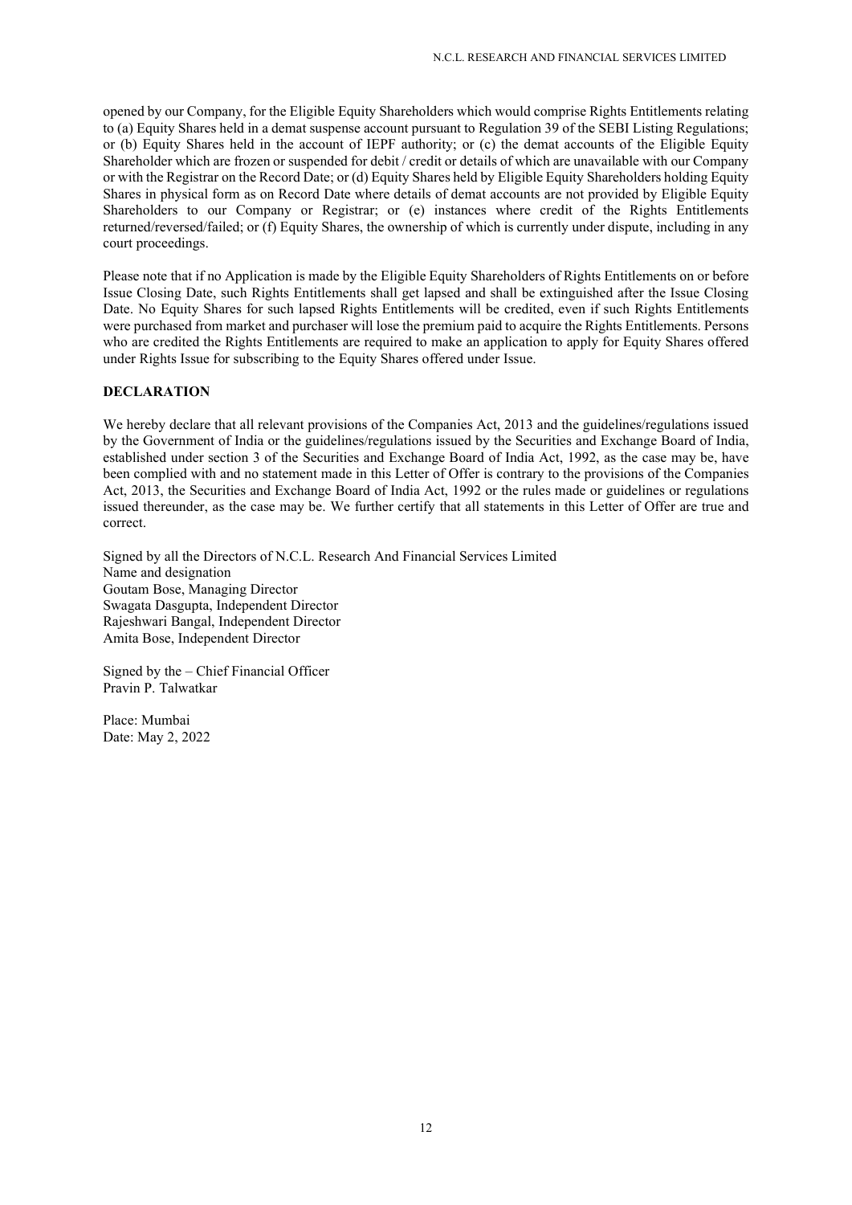opened by our Company, for the Eligible Equity Shareholders which would comprise Rights Entitlements relating to (a) Equity Shares held in a demat suspense account pursuant to Regulation 39 of the SEBI Listing Regulations; or (b) Equity Shares held in the account of IEPF authority; or (c) the demat accounts of the Eligible Equity Shareholder which are frozen or suspended for debit / credit or details of which are unavailable with our Company or with the Registrar on the Record Date; or (d) Equity Shares held by Eligible Equity Shareholders holding Equity Shares in physical form as on Record Date where details of demat accounts are not provided by Eligible Equity Shareholders to our Company or Registrar; or (e) instances where credit of the Rights Entitlements returned/reversed/failed; or (f) Equity Shares, the ownership of which is currently under dispute, including in any court proceedings.

Please note that if no Application is made by the Eligible Equity Shareholders of Rights Entitlements on or before Issue Closing Date, such Rights Entitlements shall get lapsed and shall be extinguished after the Issue Closing Date. No Equity Shares for such lapsed Rights Entitlements will be credited, even if such Rights Entitlements were purchased from market and purchaser will lose the premium paid to acquire the Rights Entitlements. Persons who are credited the Rights Entitlements are required to make an application to apply for Equity Shares offered under Rights Issue for subscribing to the Equity Shares offered under Issue.

## DECLARATION

We hereby declare that all relevant provisions of the Companies Act, 2013 and the guidelines/regulations issued by the Government of India or the guidelines/regulations issued by the Securities and Exchange Board of India, established under section 3 of the Securities and Exchange Board of India Act, 1992, as the case may be, have been complied with and no statement made in this Letter of Offer is contrary to the provisions of the Companies Act, 2013, the Securities and Exchange Board of India Act, 1992 or the rules made or guidelines or regulations issued thereunder, as the case may be. We further certify that all statements in this Letter of Offer are true and correct.

Signed by all the Directors of N.C.L. Research And Financial Services Limited
Name and designation
Goutam Bose, Managing Director
Swagata Dasgupta, Independent Director
Rajeshwari Bangal, Independent Director
Amita Bose, Independent Director

Signed by the – Chief Financial Officer
Pravin P. Talwatkar

Place: Mumbai
Date: May 2, 2022